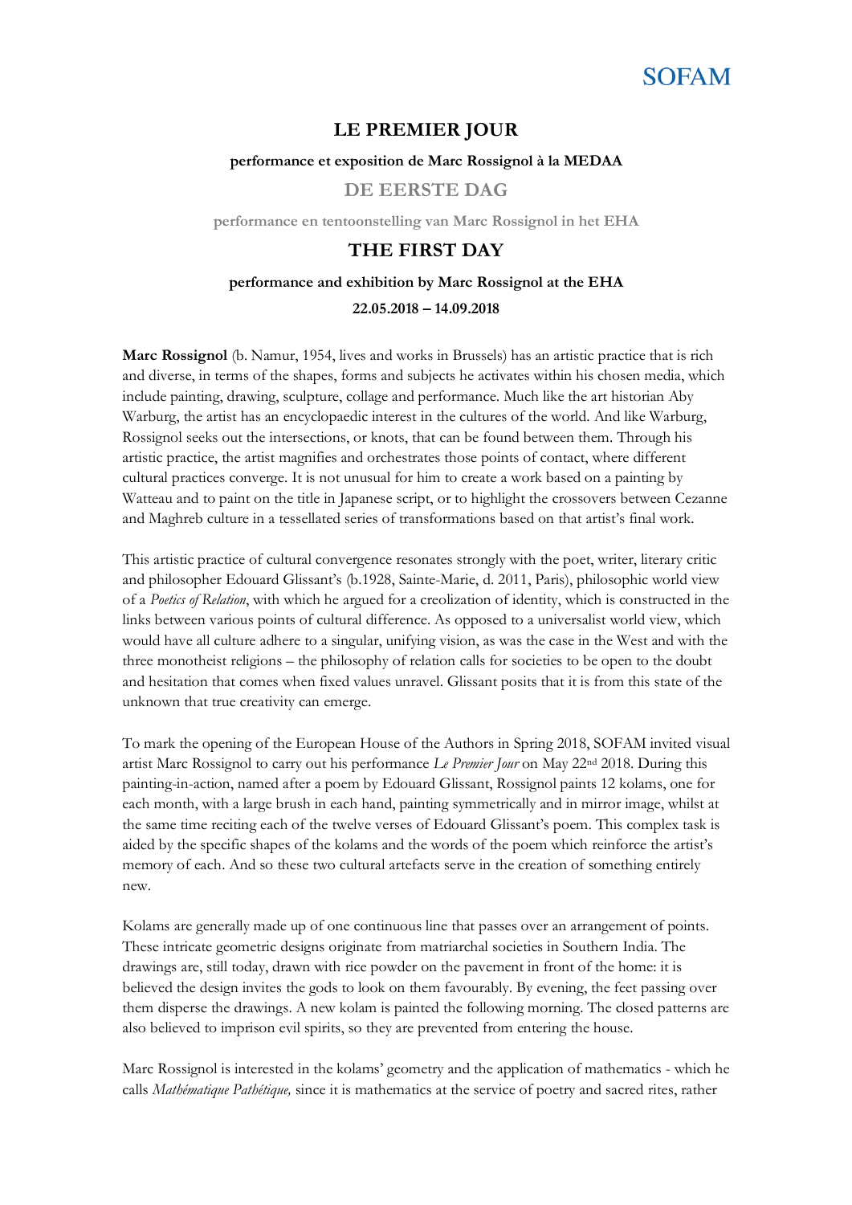SOFAM

# LE PREMIER JOUR

**performance et exposition de Marc Rossignol à la MEDAA**

## DE EERSTE DAG

**performance en tentoonstelling van Marc Rossignol in het EHA**

# THE FIRST DAY

**performance and exhibition by Marc Rossignol at the EHA**

**22.05.2018 – 14.09.2018**

**Marc Rossignol** (b. Namur, 1954, lives and works in Brussels) has an artistic practice that is rich and diverse, in terms of the shapes, forms and subjects he activates within his chosen media, which include painting, drawing, sculpture, collage and performance. Much like the art historian Aby Warburg, the artist has an encyclopaedic interest in the cultures of the world. And like Warburg, Rossignol seeks out the intersections, or knots, that can be found between them. Through his artistic practice, the artist magnifies and orchestrates those points of contact, where different cultural practices converge. It is not unusual for him to create a work based on a painting by Watteau and to paint on the title in Japanese script, or to highlight the crossovers between Cezanne and Maghreb culture in a tessellated series of transformations based on that artist's final work.

This artistic practice of cultural convergence resonates strongly with the poet, writer, literary critic and philosopher Edouard Glissant's (b.1928, Sainte-Marie, d. 2011, Paris), philosophic world view of a *Poetics of Relation*, with which he argued for a creolization of identity, which is constructed in the links between various points of cultural difference. As opposed to a universalist world view, which would have all culture adhere to a singular, unifying vision, as was the case in the West and with the three monotheist religions – the philosophy of relation calls for societies to be open to the doubt and hesitation that comes when fixed values unravel. Glissant posits that it is from this state of the unknown that true creativity can emerge.

To mark the opening of the European House of the Authors in Spring 2018, SOFAM invited visual artist Marc Rossignol to carry out his performance *Le Premier Jour* on May 22nd 2018. During this painting-in-action, named after a poem by Edouard Glissant, Rossignol paints 12 kolams, one for each month, with a large brush in each hand, painting symmetrically and in mirror image, whilst at the same time reciting each of the twelve verses of Edouard Glissant's poem. This complex task is aided by the specific shapes of the kolams and the words of the poem which reinforce the artist's memory of each. And so these two cultural artefacts serve in the creation of something entirely new.

Kolams are generally made up of one continuous line that passes over an arrangement of points. These intricate geometric designs originate from matriarchal societies in Southern India. The drawings are, still today, drawn with rice powder on the pavement in front of the home: it is believed the design invites the gods to look on them favourably. By evening, the feet passing over them disperse the drawings. A new kolam is painted the following morning. The closed patterns are also believed to imprison evil spirits, so they are prevented from entering the house.

Marc Rossignol is interested in the kolams' geometry and the application of mathematics - which he calls *Mathématique Pathétique,* since it is mathematics at the service of poetry and sacred rites, rather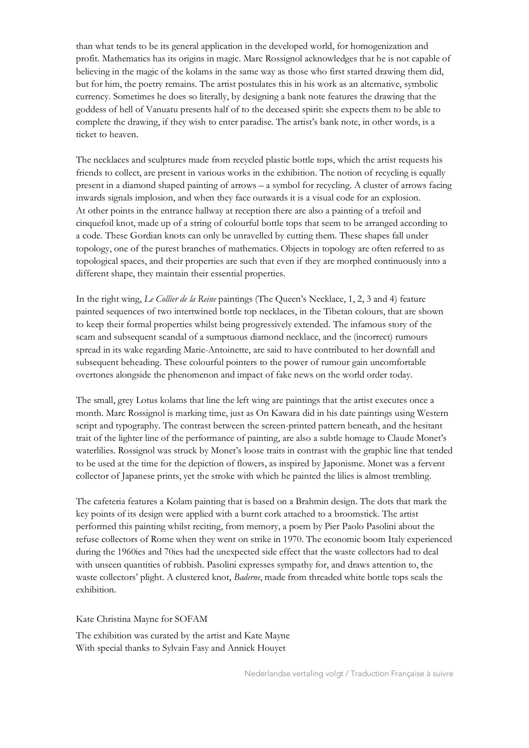than what tends to be its general application in the developed world, for homogenization and profit. Mathematics has its origins in magic. Marc Rossignol acknowledges that he is not capable of believing in the magic of the kolams in the same way as those who first started drawing them did, but for him, the poetry remains. The artist postulates this in his work as an alternative, symbolic currency. Sometimes he does so literally, by designing a bank note features the drawing that the goddess of hell of Vanuatu presents half of to the deceased spirit: she expects them to be able to complete the drawing, if they wish to enter paradise. The artist's bank note, in other words, is a ticket to heaven.

The necklaces and sculptures made from recycled plastic bottle tops, which the artist requests his friends to collect, are present in various works in the exhibition. The notion of recycling is equally present in a diamond shaped painting of arrows – a symbol for recycling. A cluster of arrows facing inwards signals implosion, and when they face outwards it is a visual code for an explosion. At other points in the entrance hallway at reception there are also a painting of a trefoil and cinquefoil knot, made up of a string of colourful bottle tops that seem to be arranged according to a code. These Gordian knots can only be unravelled by cutting them. These shapes fall under topology, one of the purest branches of mathematics. Objects in topology are often referred to as topological spaces, and their properties are such that even if they are morphed continuously into a different shape, they maintain their essential properties.

In the right wing, *Le Collier de la Reine* paintings (The Queen's Necklace, 1, 2, 3 and 4) feature painted sequences of two intertwined bottle top necklaces, in the Tibetan colours, that are shown to keep their formal properties whilst being progressively extended. The infamous story of the scam and subsequent scandal of a sumptuous diamond necklace, and the (incorrect) rumours spread in its wake regarding Marie-Antoinette, are said to have contributed to her downfall and subsequent beheading. These colourful pointers to the power of rumour gain uncomfortable overtones alongside the phenomenon and impact of fake news on the world order today.

The small, grey Lotus kolams that line the left wing are paintings that the artist executes once a month. Marc Rossignol is marking time, just as On Kawara did in his date paintings using Western script and typography. The contrast between the screen-printed pattern beneath, and the hesitant trait of the lighter line of the performance of painting, are also a subtle homage to Claude Monet's waterlilies. Rossignol was struck by Monet's loose traits in contrast with the graphic line that tended to be used at the time for the depiction of flowers, as inspired by Japonisme. Monet was a fervent collector of Japanese prints, yet the stroke with which he painted the lilies is almost trembling.

The cafeteria features a Kolam painting that is based on a Brahmin design. The dots that mark the key points of its design were applied with a burnt cork attached to a broomstick. The artist performed this painting whilst reciting, from memory, a poem by Pier Paolo Pasolini about the refuse collectors of Rome when they went on strike in 1970. The economic boom Italy experienced during the 1960ies and 70ies had the unexpected side effect that the waste collectors had to deal with unseen quantities of rubbish. Pasolini expresses sympathy for, and draws attention to, the waste collectors' plight. A clustered knot, *Baderne*, made from threaded white bottle tops seals the exhibition.

Kate Christina Mayne for SOFAM

The exhibition was curated by the artist and Kate Mayne
With special thanks to Sylvain Fasy and Annick Houyet

Nederlandse vertaling volgt / Traduction Française à suivre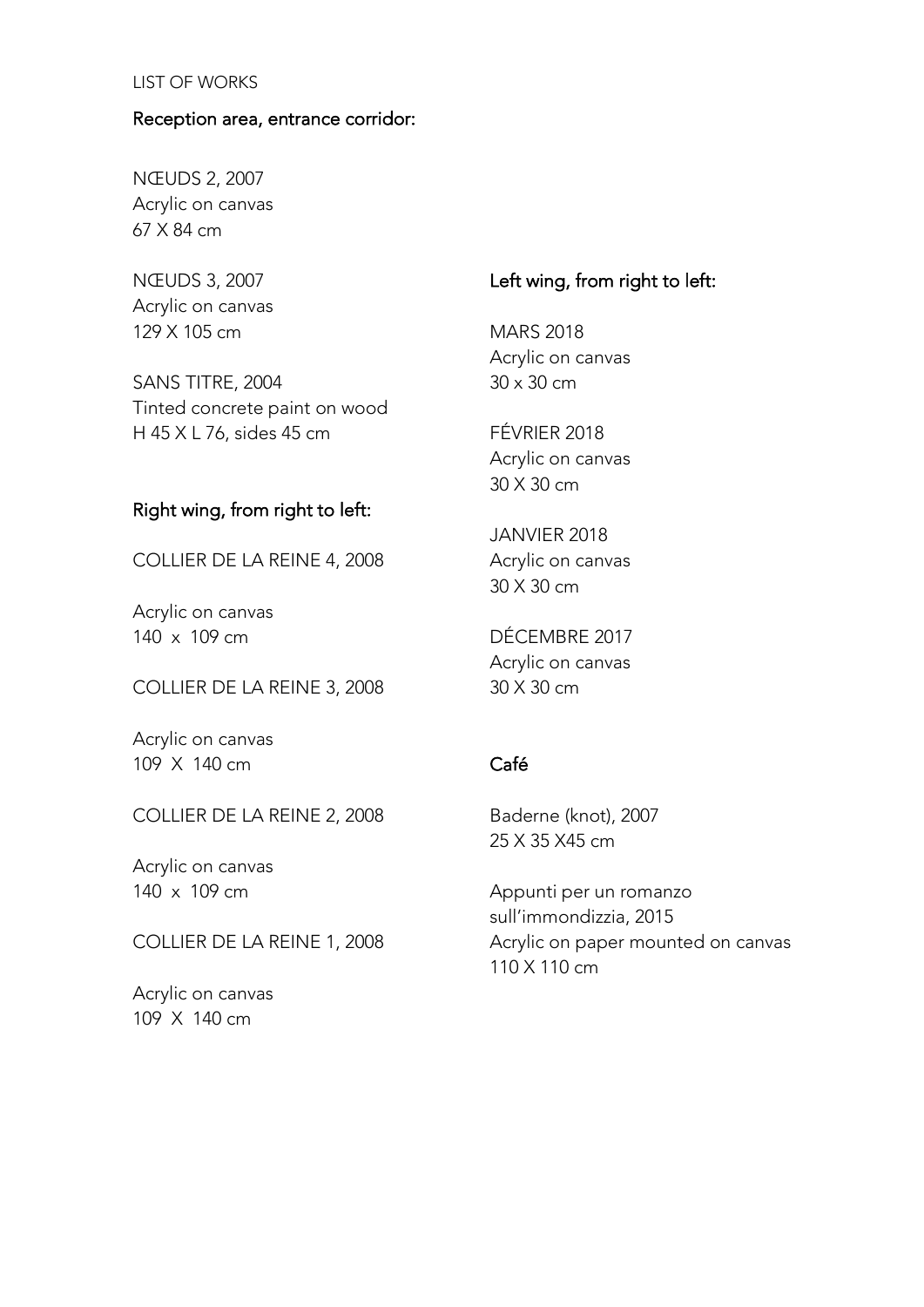LIST OF WORKS

## Reception area, entrance corridor:

NŒUDS 2, 2007
Acrylic on canvas
67 X 84 cm

NŒUDS 3, 2007
Acrylic on canvas
129 X 105 cm

SANS TITRE, 2004
Tinted concrete paint on wood
H 45 X L 76, sides 45 cm

## Right wing, from right to left:

COLLIER DE LA REINE 4, 2008

Acrylic on canvas
140 x 109 cm

COLLIER DE LA REINE 3, 2008

Acrylic on canvas
109 X 140 cm

COLLIER DE LA REINE 2, 2008

Acrylic on canvas
140 x 109 cm

COLLIER DE LA REINE 1, 2008

Acrylic on canvas
109 X 140 cm

## Left wing, from right to left:

MARS 2018
Acrylic on canvas
30 x 30 cm

FÉVRIER 2018
Acrylic on canvas
30 X 30 cm

JANVIER 2018
Acrylic on canvas
30 X 30 cm

DÉCEMBRE 2017
Acrylic on canvas
30 X 30 cm

## Café

Baderne (knot), 2007
25 X 35 X45 cm

Appunti per un romanzo sull'immondizzia, 2015
Acrylic on paper mounted on canvas
110 X 110 cm